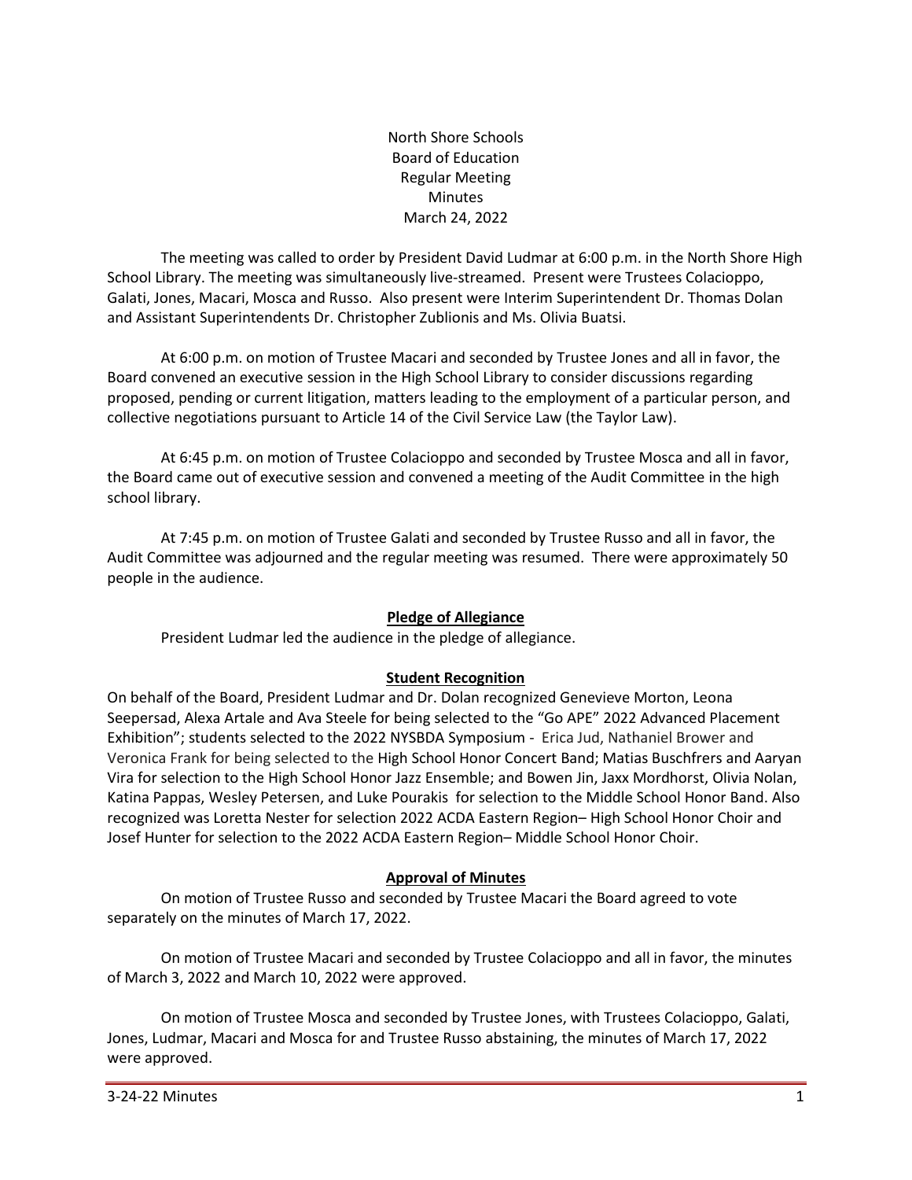North Shore Schools
Board of Education
Regular Meeting
Minutes
March 24, 2022

The meeting was called to order by President David Ludmar at 6:00 p.m. in the North Shore High School Library. The meeting was simultaneously live-streamed. Present were Trustees Colacioppo, Galati, Jones, Macari, Mosca and Russo. Also present were Interim Superintendent Dr. Thomas Dolan and Assistant Superintendents Dr. Christopher Zublionis and Ms. Olivia Buatsi.

At 6:00 p.m. on motion of Trustee Macari and seconded by Trustee Jones and all in favor, the Board convened an executive session in the High School Library to consider discussions regarding proposed, pending or current litigation, matters leading to the employment of a particular person, and collective negotiations pursuant to Article 14 of the Civil Service Law (the Taylor Law).

At 6:45 p.m. on motion of Trustee Colacioppo and seconded by Trustee Mosca and all in favor, the Board came out of executive session and convened a meeting of the Audit Committee in the high school library.

At 7:45 p.m. on motion of Trustee Galati and seconded by Trustee Russo and all in favor, the Audit Committee was adjourned and the regular meeting was resumed. There were approximately 50 people in the audience.

**Pledge of Allegiance**

President Ludmar led the audience in the pledge of allegiance.

**Student Recognition**

On behalf of the Board, President Ludmar and Dr. Dolan recognized Genevieve Morton, Leona Seepersad, Alexa Artale and Ava Steele for being selected to the "Go APE" 2022 Advanced Placement Exhibition"; students selected to the 2022 NYSBDA Symposium - Erica Jud, Nathaniel Brower and Veronica Frank for being selected to the High School Honor Concert Band; Matias Buschfrers and Aaryan Vira for selection to the High School Honor Jazz Ensemble; and Bowen Jin, Jaxx Mordhorst, Olivia Nolan, Katina Pappas, Wesley Petersen, and Luke Pourakis for selection to the Middle School Honor Band. Also recognized was Loretta Nester for selection 2022 ACDA Eastern Region– High School Honor Choir and Josef Hunter for selection to the 2022 ACDA Eastern Region– Middle School Honor Choir.

**Approval of Minutes**

On motion of Trustee Russo and seconded by Trustee Macari the Board agreed to vote separately on the minutes of March 17, 2022.

On motion of Trustee Macari and seconded by Trustee Colacioppo and all in favor, the minutes of March 3, 2022 and March 10, 2022 were approved.

On motion of Trustee Mosca and seconded by Trustee Jones, with Trustees Colacioppo, Galati, Jones, Ludmar, Macari and Mosca for and Trustee Russo abstaining, the minutes of March 17, 2022 were approved.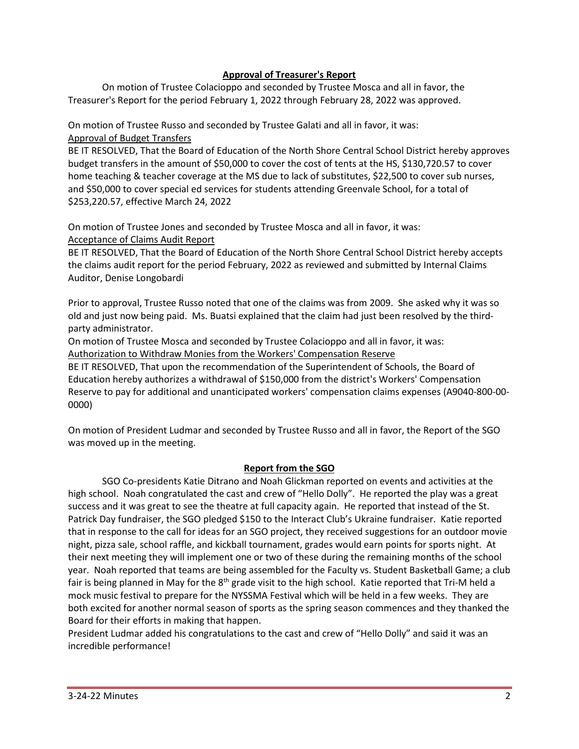## **Approval of Treasurer's Report**

On motion of Trustee Colacioppo and seconded by Trustee Mosca and all in favor, the Treasurer's Report for the period February 1, 2022 through February 28, 2022 was approved.

On motion of Trustee Russo and seconded by Trustee Galati and all in favor, it was:

Approval of Budget Transfers

BE IT RESOLVED, That the Board of Education of the North Shore Central School District hereby approves budget transfers in the amount of $50,000 to cover the cost of tents at the HS, $130,720.57 to cover home teaching & teacher coverage at the MS due to lack of substitutes, $22,500 to cover sub nurses, and $50,000 to cover special ed services for students attending Greenvale School, for a total of $253,220.57, effective March 24, 2022

On motion of Trustee Jones and seconded by Trustee Mosca and all in favor, it was:

Acceptance of Claims Audit Report

BE IT RESOLVED, That the Board of Education of the North Shore Central School District hereby accepts the claims audit report for the period February, 2022 as reviewed and submitted by Internal Claims Auditor, Denise Longobardi

Prior to approval, Trustee Russo noted that one of the claims was from 2009. She asked why it was so old and just now being paid. Ms. Buatsi explained that the claim had just been resolved by the third-party administrator.

On motion of Trustee Mosca and seconded by Trustee Colacioppo and all in favor, it was:

Authorization to Withdraw Monies from the Workers' Compensation Reserve

BE IT RESOLVED, That upon the recommendation of the Superintendent of Schools, the Board of Education hereby authorizes a withdrawal of $150,000 from the district's Workers' Compensation Reserve to pay for additional and unanticipated workers' compensation claims expenses (A9040-800-00-0000)

On motion of President Ludmar and seconded by Trustee Russo and all in favor, the Report of the SGO was moved up in the meeting.

## **Report from the SGO**

SGO Co-presidents Katie Ditrano and Noah Glickman reported on events and activities at the high school. Noah congratulated the cast and crew of "Hello Dolly". He reported the play was a great success and it was great to see the theatre at full capacity again. He reported that instead of the St. Patrick Day fundraiser, the SGO pledged $150 to the Interact Club's Ukraine fundraiser. Katie reported that in response to the call for ideas for an SGO project, they received suggestions for an outdoor movie night, pizza sale, school raffle, and kickball tournament, grades would earn points for sports night. At their next meeting they will implement one or two of these during the remaining months of the school year. Noah reported that teams are being assembled for the Faculty vs. Student Basketball Game; a club fair is being planned in May for the 8th grade visit to the high school. Katie reported that Tri-M held a mock music festival to prepare for the NYSSMA Festival which will be held in a few weeks. They are both excited for another normal season of sports as the spring season commences and they thanked the Board for their efforts in making that happen.

President Ludmar added his congratulations to the cast and crew of "Hello Dolly" and said it was an incredible performance!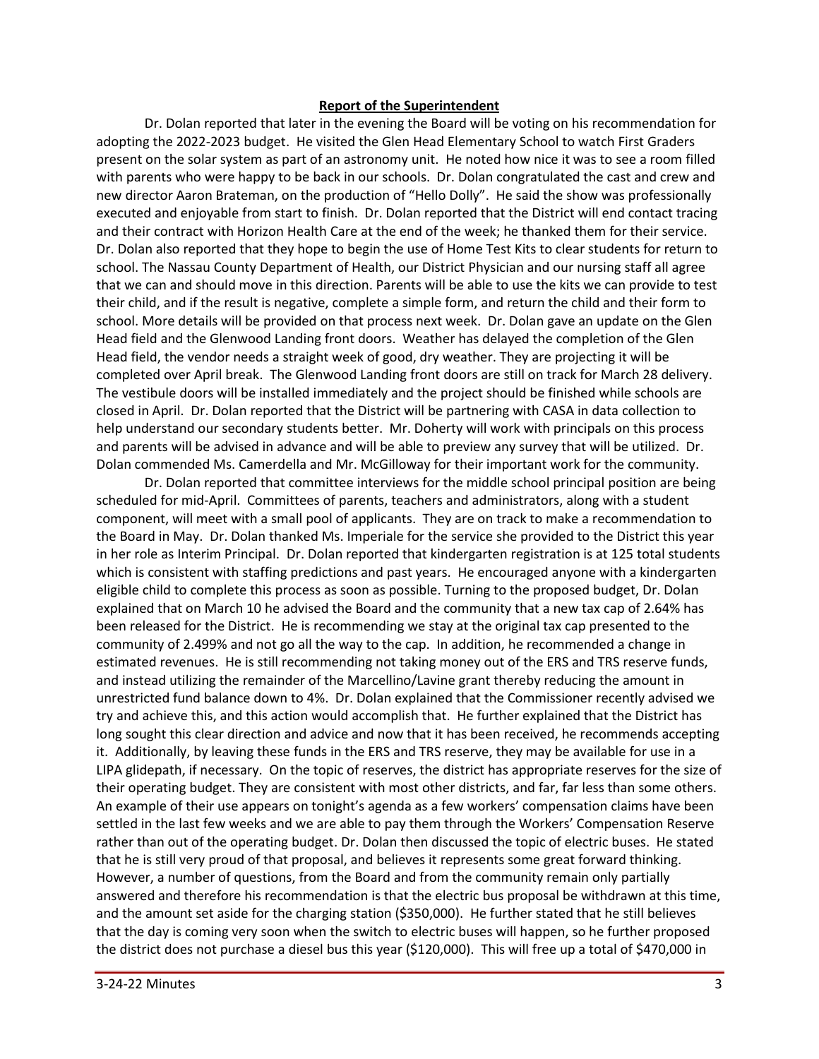**Report of the Superintendent**

Dr. Dolan reported that later in the evening the Board will be voting on his recommendation for adopting the 2022-2023 budget. He visited the Glen Head Elementary School to watch First Graders present on the solar system as part of an astronomy unit. He noted how nice it was to see a room filled with parents who were happy to be back in our schools. Dr. Dolan congratulated the cast and crew and new director Aaron Brateman, on the production of "Hello Dolly". He said the show was professionally executed and enjoyable from start to finish. Dr. Dolan reported that the District will end contact tracing and their contract with Horizon Health Care at the end of the week; he thanked them for their service. Dr. Dolan also reported that they hope to begin the use of Home Test Kits to clear students for return to school. The Nassau County Department of Health, our District Physician and our nursing staff all agree that we can and should move in this direction. Parents will be able to use the kits we can provide to test their child, and if the result is negative, complete a simple form, and return the child and their form to school. More details will be provided on that process next week. Dr. Dolan gave an update on the Glen Head field and the Glenwood Landing front doors. Weather has delayed the completion of the Glen Head field, the vendor needs a straight week of good, dry weather. They are projecting it will be completed over April break. The Glenwood Landing front doors are still on track for March 28 delivery. The vestibule doors will be installed immediately and the project should be finished while schools are closed in April. Dr. Dolan reported that the District will be partnering with CASA in data collection to help understand our secondary students better. Mr. Doherty will work with principals on this process and parents will be advised in advance and will be able to preview any survey that will be utilized. Dr. Dolan commended Ms. Camerdella and Mr. McGilloway for their important work for the community.

Dr. Dolan reported that committee interviews for the middle school principal position are being scheduled for mid-April. Committees of parents, teachers and administrators, along with a student component, will meet with a small pool of applicants. They are on track to make a recommendation to the Board in May. Dr. Dolan thanked Ms. Imperiale for the service she provided to the District this year in her role as Interim Principal. Dr. Dolan reported that kindergarten registration is at 125 total students which is consistent with staffing predictions and past years. He encouraged anyone with a kindergarten eligible child to complete this process as soon as possible. Turning to the proposed budget, Dr. Dolan explained that on March 10 he advised the Board and the community that a new tax cap of 2.64% has been released for the District. He is recommending we stay at the original tax cap presented to the community of 2.499% and not go all the way to the cap. In addition, he recommended a change in estimated revenues. He is still recommending not taking money out of the ERS and TRS reserve funds, and instead utilizing the remainder of the Marcellino/Lavine grant thereby reducing the amount in unrestricted fund balance down to 4%. Dr. Dolan explained that the Commissioner recently advised we try and achieve this, and this action would accomplish that. He further explained that the District has long sought this clear direction and advice and now that it has been received, he recommends accepting it. Additionally, by leaving these funds in the ERS and TRS reserve, they may be available for use in a LIPA glidepath, if necessary. On the topic of reserves, the district has appropriate reserves for the size of their operating budget. They are consistent with most other districts, and far, far less than some others. An example of their use appears on tonight's agenda as a few workers' compensation claims have been settled in the last few weeks and we are able to pay them through the Workers' Compensation Reserve rather than out of the operating budget. Dr. Dolan then discussed the topic of electric buses. He stated that he is still very proud of that proposal, and believes it represents some great forward thinking. However, a number of questions, from the Board and from the community remain only partially answered and therefore his recommendation is that the electric bus proposal be withdrawn at this time, and the amount set aside for the charging station ($350,000). He further stated that he still believes that the day is coming very soon when the switch to electric buses will happen, so he further proposed the district does not purchase a diesel bus this year ($120,000). This will free up a total of $470,000 in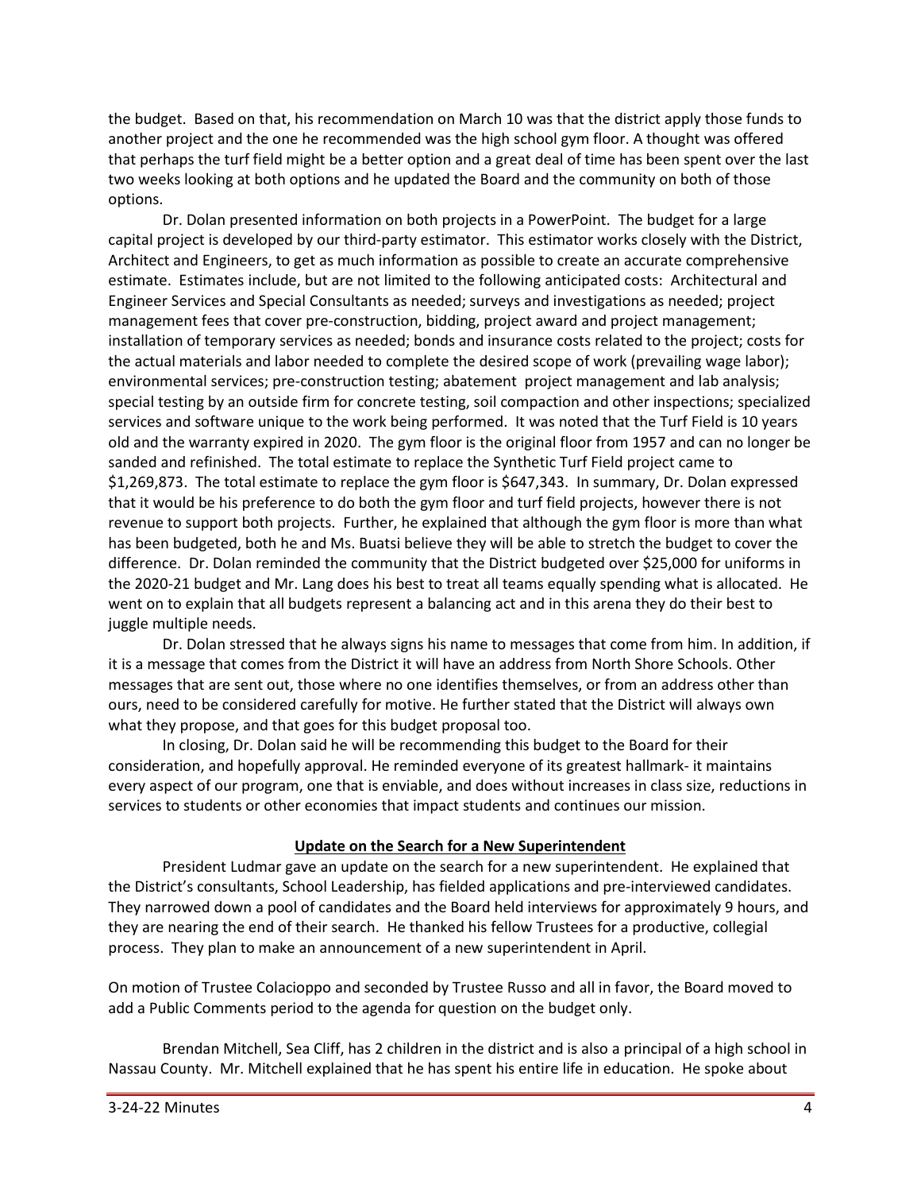the budget. Based on that, his recommendation on March 10 was that the district apply those funds to another project and the one he recommended was the high school gym floor. A thought was offered that perhaps the turf field might be a better option and a great deal of time has been spent over the last two weeks looking at both options and he updated the Board and the community on both of those options.

Dr. Dolan presented information on both projects in a PowerPoint. The budget for a large capital project is developed by our third-party estimator. This estimator works closely with the District, Architect and Engineers, to get as much information as possible to create an accurate comprehensive estimate. Estimates include, but are not limited to the following anticipated costs: Architectural and Engineer Services and Special Consultants as needed; surveys and investigations as needed; project management fees that cover pre-construction, bidding, project award and project management; installation of temporary services as needed; bonds and insurance costs related to the project; costs for the actual materials and labor needed to complete the desired scope of work (prevailing wage labor); environmental services; pre-construction testing; abatement project management and lab analysis; special testing by an outside firm for concrete testing, soil compaction and other inspections; specialized services and software unique to the work being performed. It was noted that the Turf Field is 10 years old and the warranty expired in 2020. The gym floor is the original floor from 1957 and can no longer be sanded and refinished. The total estimate to replace the Synthetic Turf Field project came to $1,269,873. The total estimate to replace the gym floor is $647,343. In summary, Dr. Dolan expressed that it would be his preference to do both the gym floor and turf field projects, however there is not revenue to support both projects. Further, he explained that although the gym floor is more than what has been budgeted, both he and Ms. Buatsi believe they will be able to stretch the budget to cover the difference. Dr. Dolan reminded the community that the District budgeted over $25,000 for uniforms in the 2020-21 budget and Mr. Lang does his best to treat all teams equally spending what is allocated. He went on to explain that all budgets represent a balancing act and in this arena they do their best to juggle multiple needs.

Dr. Dolan stressed that he always signs his name to messages that come from him. In addition, if it is a message that comes from the District it will have an address from North Shore Schools. Other messages that are sent out, those where no one identifies themselves, or from an address other than ours, need to be considered carefully for motive. He further stated that the District will always own what they propose, and that goes for this budget proposal too.

In closing, Dr. Dolan said he will be recommending this budget to the Board for their consideration, and hopefully approval. He reminded everyone of its greatest hallmark- it maintains every aspect of our program, one that is enviable, and does without increases in class size, reductions in services to students or other economies that impact students and continues our mission.

## Update on the Search for a New Superintendent

President Ludmar gave an update on the search for a new superintendent. He explained that the District's consultants, School Leadership, has fielded applications and pre-interviewed candidates. They narrowed down a pool of candidates and the Board held interviews for approximately 9 hours, and they are nearing the end of their search. He thanked his fellow Trustees for a productive, collegial process. They plan to make an announcement of a new superintendent in April.

On motion of Trustee Colacioppo and seconded by Trustee Russo and all in favor, the Board moved to add a Public Comments period to the agenda for question on the budget only.

Brendan Mitchell, Sea Cliff, has 2 children in the district and is also a principal of a high school in Nassau County. Mr. Mitchell explained that he has spent his entire life in education. He spoke about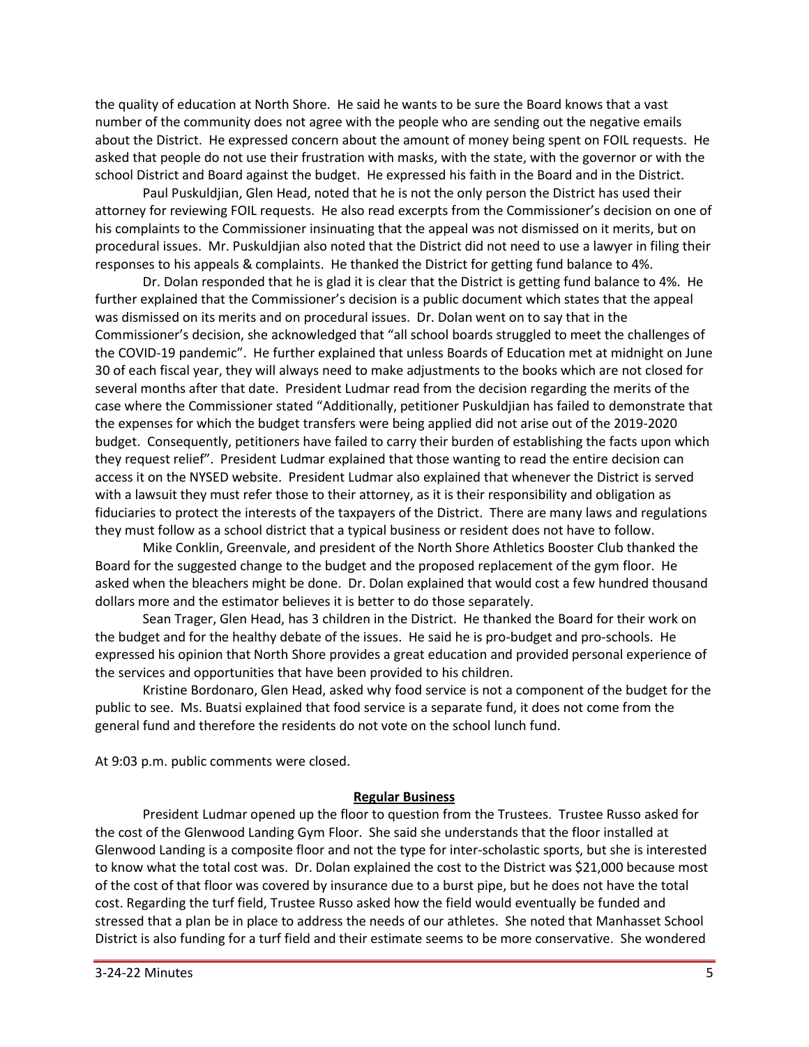the quality of education at North Shore. He said he wants to be sure the Board knows that a vast number of the community does not agree with the people who are sending out the negative emails about the District. He expressed concern about the amount of money being spent on FOIL requests. He asked that people do not use their frustration with masks, with the state, with the governor or with the school District and Board against the budget. He expressed his faith in the Board and in the District.

Paul Puskuldjian, Glen Head, noted that he is not the only person the District has used their attorney for reviewing FOIL requests. He also read excerpts from the Commissioner's decision on one of his complaints to the Commissioner insinuating that the appeal was not dismissed on it merits, but on procedural issues. Mr. Puskuldjian also noted that the District did not need to use a lawyer in filing their responses to his appeals & complaints. He thanked the District for getting fund balance to 4%.

Dr. Dolan responded that he is glad it is clear that the District is getting fund balance to 4%. He further explained that the Commissioner's decision is a public document which states that the appeal was dismissed on its merits and on procedural issues. Dr. Dolan went on to say that in the Commissioner's decision, she acknowledged that "all school boards struggled to meet the challenges of the COVID-19 pandemic". He further explained that unless Boards of Education met at midnight on June 30 of each fiscal year, they will always need to make adjustments to the books which are not closed for several months after that date. President Ludmar read from the decision regarding the merits of the case where the Commissioner stated "Additionally, petitioner Puskuldjian has failed to demonstrate that the expenses for which the budget transfers were being applied did not arise out of the 2019-2020 budget. Consequently, petitioners have failed to carry their burden of establishing the facts upon which they request relief". President Ludmar explained that those wanting to read the entire decision can access it on the NYSED website. President Ludmar also explained that whenever the District is served with a lawsuit they must refer those to their attorney, as it is their responsibility and obligation as fiduciaries to protect the interests of the taxpayers of the District. There are many laws and regulations they must follow as a school district that a typical business or resident does not have to follow.

Mike Conklin, Greenvale, and president of the North Shore Athletics Booster Club thanked the Board for the suggested change to the budget and the proposed replacement of the gym floor. He asked when the bleachers might be done. Dr. Dolan explained that would cost a few hundred thousand dollars more and the estimator believes it is better to do those separately.

Sean Trager, Glen Head, has 3 children in the District. He thanked the Board for their work on the budget and for the healthy debate of the issues. He said he is pro-budget and pro-schools. He expressed his opinion that North Shore provides a great education and provided personal experience of the services and opportunities that have been provided to his children.

Kristine Bordonaro, Glen Head, asked why food service is not a component of the budget for the public to see. Ms. Buatsi explained that food service is a separate fund, it does not come from the general fund and therefore the residents do not vote on the school lunch fund.

At 9:03 p.m. public comments were closed.

## **Regular Business**

President Ludmar opened up the floor to question from the Trustees. Trustee Russo asked for the cost of the Glenwood Landing Gym Floor. She said she understands that the floor installed at Glenwood Landing is a composite floor and not the type for inter-scholastic sports, but she is interested to know what the total cost was. Dr. Dolan explained the cost to the District was $21,000 because most of the cost of that floor was covered by insurance due to a burst pipe, but he does not have the total cost. Regarding the turf field, Trustee Russo asked how the field would eventually be funded and stressed that a plan be in place to address the needs of our athletes. She noted that Manhasset School District is also funding for a turf field and their estimate seems to be more conservative. She wondered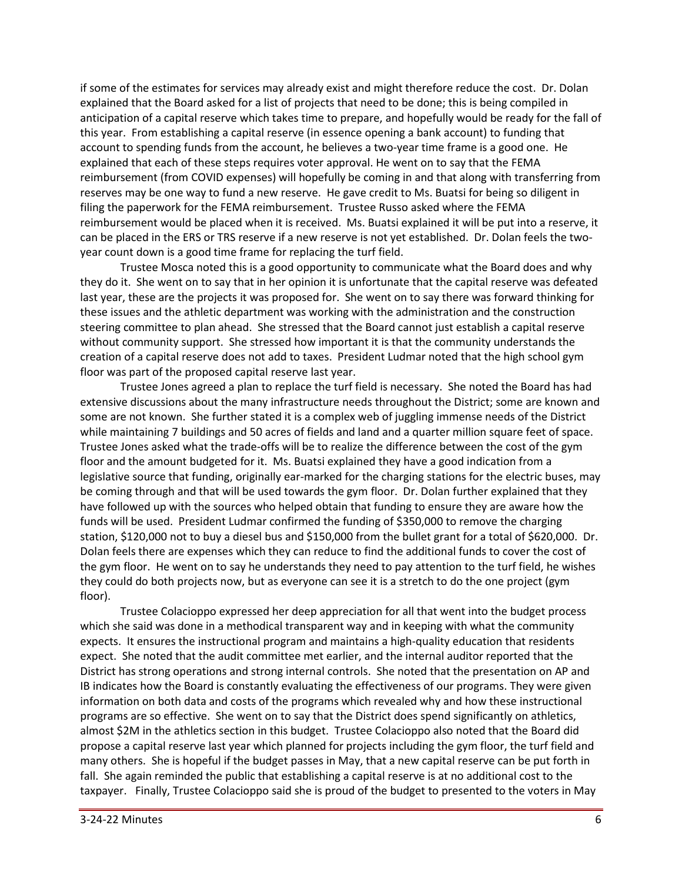if some of the estimates for services may already exist and might therefore reduce the cost. Dr. Dolan explained that the Board asked for a list of projects that need to be done; this is being compiled in anticipation of a capital reserve which takes time to prepare, and hopefully would be ready for the fall of this year. From establishing a capital reserve (in essence opening a bank account) to funding that account to spending funds from the account, he believes a two-year time frame is a good one. He explained that each of these steps requires voter approval. He went on to say that the FEMA reimbursement (from COVID expenses) will hopefully be coming in and that along with transferring from reserves may be one way to fund a new reserve. He gave credit to Ms. Buatsi for being so diligent in filing the paperwork for the FEMA reimbursement. Trustee Russo asked where the FEMA reimbursement would be placed when it is received. Ms. Buatsi explained it will be put into a reserve, it can be placed in the ERS or TRS reserve if a new reserve is not yet established. Dr. Dolan feels the two-year count down is a good time frame for replacing the turf field.

Trustee Mosca noted this is a good opportunity to communicate what the Board does and why they do it. She went on to say that in her opinion it is unfortunate that the capital reserve was defeated last year, these are the projects it was proposed for. She went on to say there was forward thinking for these issues and the athletic department was working with the administration and the construction steering committee to plan ahead. She stressed that the Board cannot just establish a capital reserve without community support. She stressed how important it is that the community understands the creation of a capital reserve does not add to taxes. President Ludmar noted that the high school gym floor was part of the proposed capital reserve last year.

Trustee Jones agreed a plan to replace the turf field is necessary. She noted the Board has had extensive discussions about the many infrastructure needs throughout the District; some are known and some are not known. She further stated it is a complex web of juggling immense needs of the District while maintaining 7 buildings and 50 acres of fields and land and a quarter million square feet of space. Trustee Jones asked what the trade-offs will be to realize the difference between the cost of the gym floor and the amount budgeted for it. Ms. Buatsi explained they have a good indication from a legislative source that funding, originally ear-marked for the charging stations for the electric buses, may be coming through and that will be used towards the gym floor. Dr. Dolan further explained that they have followed up with the sources who helped obtain that funding to ensure they are aware how the funds will be used. President Ludmar confirmed the funding of $350,000 to remove the charging station, $120,000 not to buy a diesel bus and $150,000 from the bullet grant for a total of $620,000. Dr. Dolan feels there are expenses which they can reduce to find the additional funds to cover the cost of the gym floor. He went on to say he understands they need to pay attention to the turf field, he wishes they could do both projects now, but as everyone can see it is a stretch to do the one project (gym floor).

Trustee Colacioppo expressed her deep appreciation for all that went into the budget process which she said was done in a methodical transparent way and in keeping with what the community expects. It ensures the instructional program and maintains a high-quality education that residents expect. She noted that the audit committee met earlier, and the internal auditor reported that the District has strong operations and strong internal controls. She noted that the presentation on AP and IB indicates how the Board is constantly evaluating the effectiveness of our programs. They were given information on both data and costs of the programs which revealed why and how these instructional programs are so effective. She went on to say that the District does spend significantly on athletics, almost $2M in the athletics section in this budget. Trustee Colacioppo also noted that the Board did propose a capital reserve last year which planned for projects including the gym floor, the turf field and many others. She is hopeful if the budget passes in May, that a new capital reserve can be put forth in fall. She again reminded the public that establishing a capital reserve is at no additional cost to the taxpayer. Finally, Trustee Colacioppo said she is proud of the budget to presented to the voters in May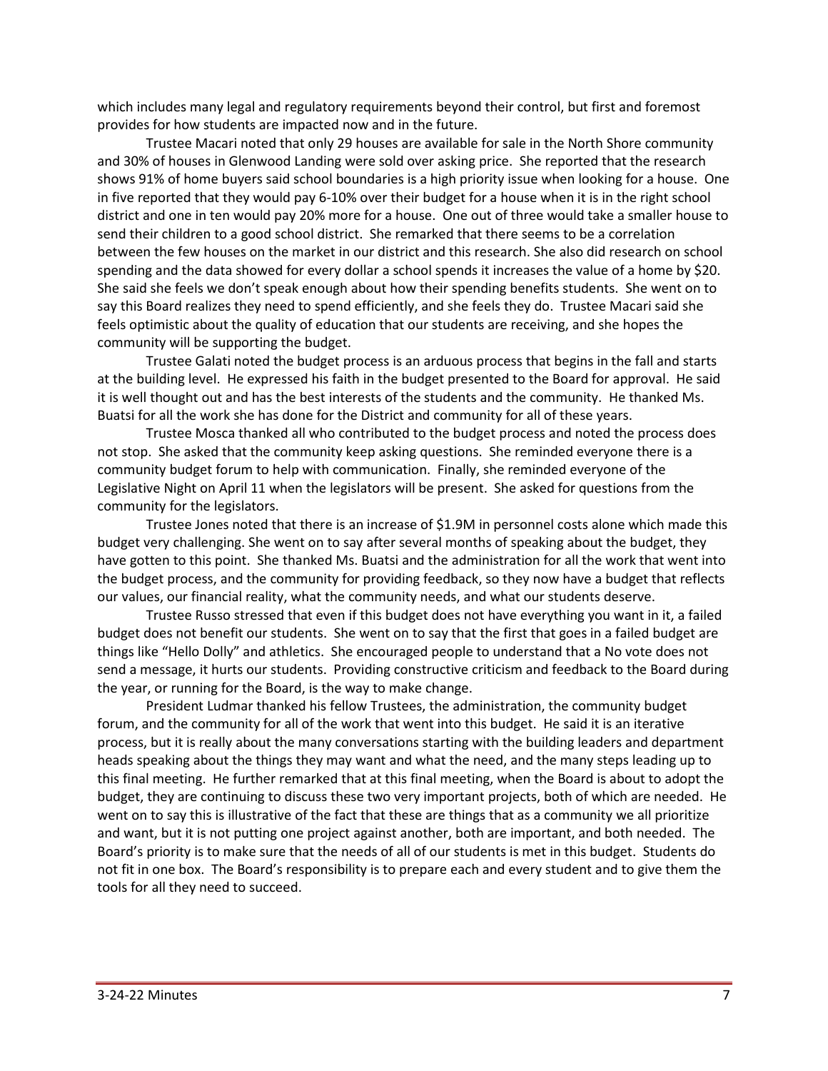which includes many legal and regulatory requirements beyond their control, but first and foremost provides for how students are impacted now and in the future.

Trustee Macari noted that only 29 houses are available for sale in the North Shore community and 30% of houses in Glenwood Landing were sold over asking price. She reported that the research shows 91% of home buyers said school boundaries is a high priority issue when looking for a house. One in five reported that they would pay 6-10% over their budget for a house when it is in the right school district and one in ten would pay 20% more for a house. One out of three would take a smaller house to send their children to a good school district. She remarked that there seems to be a correlation between the few houses on the market in our district and this research. She also did research on school spending and the data showed for every dollar a school spends it increases the value of a home by $20. She said she feels we don't speak enough about how their spending benefits students. She went on to say this Board realizes they need to spend efficiently, and she feels they do. Trustee Macari said she feels optimistic about the quality of education that our students are receiving, and she hopes the community will be supporting the budget.

Trustee Galati noted the budget process is an arduous process that begins in the fall and starts at the building level. He expressed his faith in the budget presented to the Board for approval. He said it is well thought out and has the best interests of the students and the community. He thanked Ms. Buatsi for all the work she has done for the District and community for all of these years.

Trustee Mosca thanked all who contributed to the budget process and noted the process does not stop. She asked that the community keep asking questions. She reminded everyone there is a community budget forum to help with communication. Finally, she reminded everyone of the Legislative Night on April 11 when the legislators will be present. She asked for questions from the community for the legislators.

Trustee Jones noted that there is an increase of $1.9M in personnel costs alone which made this budget very challenging. She went on to say after several months of speaking about the budget, they have gotten to this point. She thanked Ms. Buatsi and the administration for all the work that went into the budget process, and the community for providing feedback, so they now have a budget that reflects our values, our financial reality, what the community needs, and what our students deserve.

Trustee Russo stressed that even if this budget does not have everything you want in it, a failed budget does not benefit our students. She went on to say that the first that goes in a failed budget are things like "Hello Dolly" and athletics. She encouraged people to understand that a No vote does not send a message, it hurts our students. Providing constructive criticism and feedback to the Board during the year, or running for the Board, is the way to make change.

President Ludmar thanked his fellow Trustees, the administration, the community budget forum, and the community for all of the work that went into this budget. He said it is an iterative process, but it is really about the many conversations starting with the building leaders and department heads speaking about the things they may want and what the need, and the many steps leading up to this final meeting. He further remarked that at this final meeting, when the Board is about to adopt the budget, they are continuing to discuss these two very important projects, both of which are needed. He went on to say this is illustrative of the fact that these are things that as a community we all prioritize and want, but it is not putting one project against another, both are important, and both needed. The Board's priority is to make sure that the needs of all of our students is met in this budget. Students do not fit in one box. The Board's responsibility is to prepare each and every student and to give them the tools for all they need to succeed.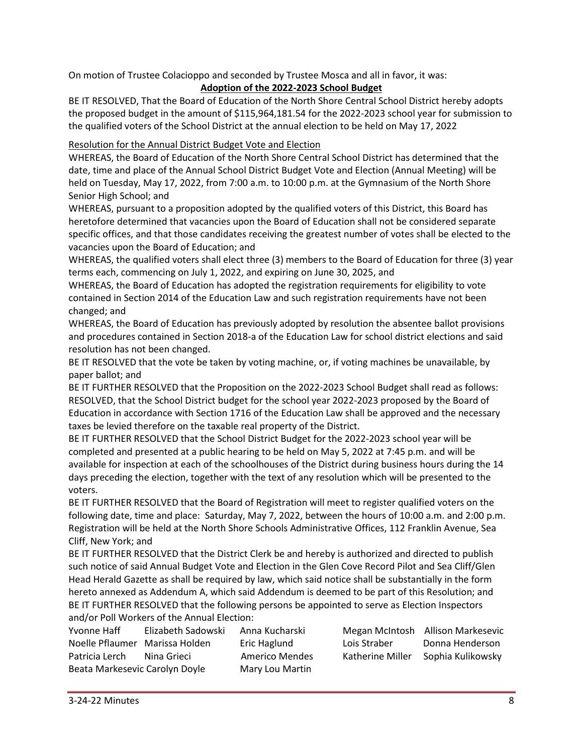On motion of Trustee Colacioppo and seconded by Trustee Mosca and all in favor, it was:

**Adoption of the 2022-2023 School Budget**

BE IT RESOLVED, That the Board of Education of the North Shore Central School District hereby adopts the proposed budget in the amount of $115,964,181.54 for the 2022-2023 school year for submission to the qualified voters of the School District at the annual election to be held on May 17, 2022

Resolution for the Annual District Budget Vote and Election

WHEREAS, the Board of Education of the North Shore Central School District has determined that the date, time and place of the Annual School District Budget Vote and Election (Annual Meeting) will be held on Tuesday, May 17, 2022, from 7:00 a.m. to 10:00 p.m. at the Gymnasium of the North Shore Senior High School; and

WHEREAS, pursuant to a proposition adopted by the qualified voters of this District, this Board has heretofore determined that vacancies upon the Board of Education shall not be considered separate specific offices, and that those candidates receiving the greatest number of votes shall be elected to the vacancies upon the Board of Education; and

WHEREAS, the qualified voters shall elect three (3) members to the Board of Education for three (3) year terms each, commencing on July 1, 2022, and expiring on June 30, 2025, and

WHEREAS, the Board of Education has adopted the registration requirements for eligibility to vote contained in Section 2014 of the Education Law and such registration requirements have not been changed; and

WHEREAS, the Board of Education has previously adopted by resolution the absentee ballot provisions and procedures contained in Section 2018-a of the Education Law for school district elections and said resolution has not been changed.

BE IT RESOLVED that the vote be taken by voting machine, or, if voting machines be unavailable, by paper ballot; and

BE IT FURTHER RESOLVED that the Proposition on the 2022-2023 School Budget shall read as follows: RESOLVED, that the School District budget for the school year 2022-2023 proposed by the Board of Education in accordance with Section 1716 of the Education Law shall be approved and the necessary taxes be levied therefore on the taxable real property of the District.

BE IT FURTHER RESOLVED that the School District Budget for the 2022-2023 school year will be completed and presented at a public hearing to be held on May 5, 2022 at 7:45 p.m. and will be available for inspection at each of the schoolhouses of the District during business hours during the 14 days preceding the election, together with the text of any resolution which will be presented to the voters.

BE IT FURTHER RESOLVED that the Board of Registration will meet to register qualified voters on the following date, time and place: Saturday, May 7, 2022, between the hours of 10:00 a.m. and 2:00 p.m. Registration will be held at the North Shore Schools Administrative Offices, 112 Franklin Avenue, Sea Cliff, New York; and

BE IT FURTHER RESOLVED that the District Clerk be and hereby is authorized and directed to publish such notice of said Annual Budget Vote and Election in the Glen Cove Record Pilot and Sea Cliff/Glen Head Herald Gazette as shall be required by law, which said notice shall be substantially in the form hereto annexed as Addendum A, which said Addendum is deemed to be part of this Resolution; and

BE IT FURTHER RESOLVED that the following persons be appointed to serve as Election Inspectors and/or Poll Workers of the Annual Election:

| | | | | |
|---|---|---|---|---|
| Yvonne Haff | Elizabeth Sadowski | Anna Kucharski | Megan McIntosh | Allison Markesevic |
| Noelle Pflaumer | Marissa Holden | Eric Haglund | Lois Straber | Donna Henderson |
| Patricia Lerch | Nina Grieci | Americo Mendes | Katherine Miller | Sophia Kulikowsky |
| Beata Markesevic | Carolyn Doyle | Mary Lou Martin | | |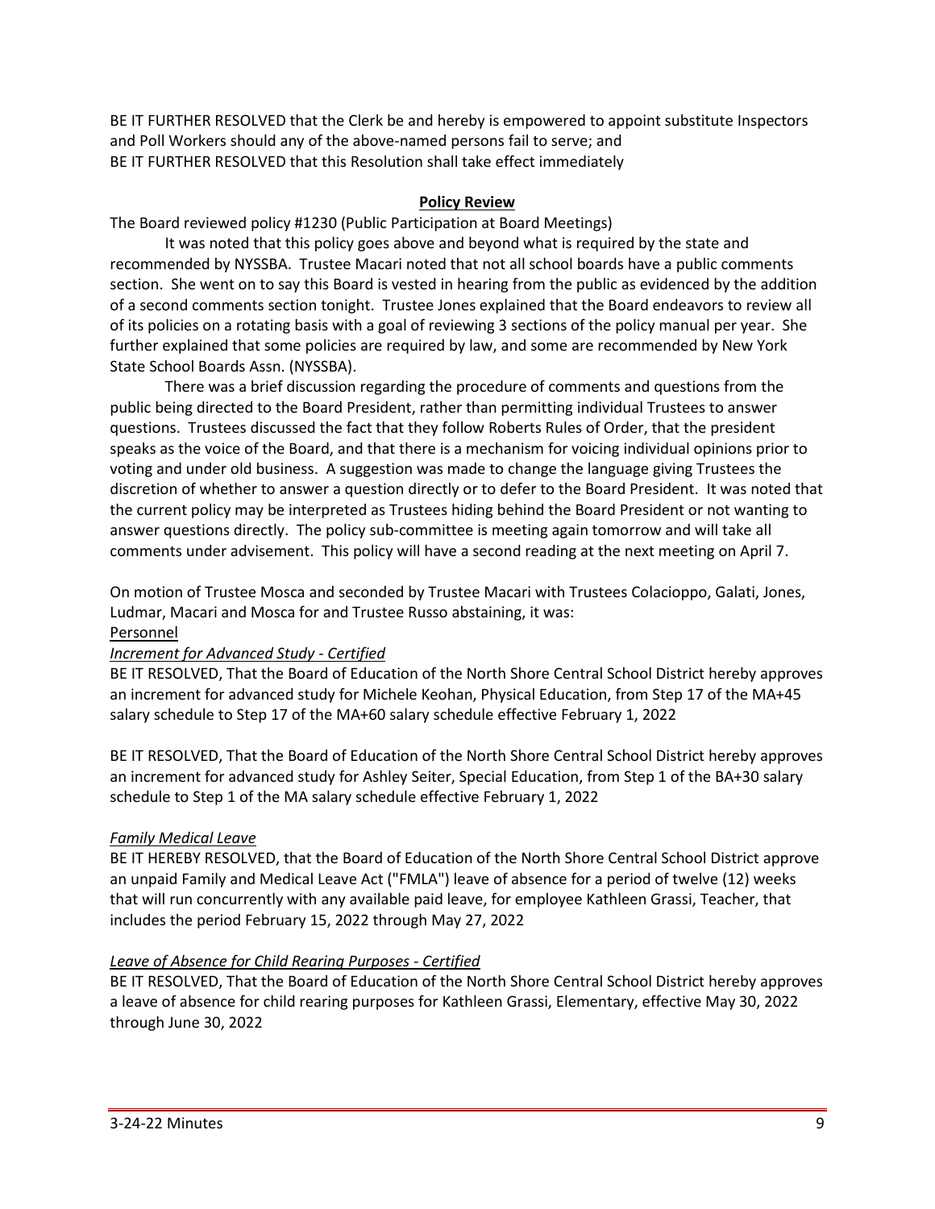BE IT FURTHER RESOLVED that the Clerk be and hereby is empowered to appoint substitute Inspectors and Poll Workers should any of the above-named persons fail to serve; and
BE IT FURTHER RESOLVED that this Resolution shall take effect immediately

**Policy Review**

The Board reviewed policy #1230 (Public Participation at Board Meetings)

It was noted that this policy goes above and beyond what is required by the state and recommended by NYSSBA. Trustee Macari noted that not all school boards have a public comments section. She went on to say this Board is vested in hearing from the public as evidenced by the addition of a second comments section tonight. Trustee Jones explained that the Board endeavors to review all of its policies on a rotating basis with a goal of reviewing 3 sections of the policy manual per year. She further explained that some policies are required by law, and some are recommended by New York State School Boards Assn. (NYSSBA).

There was a brief discussion regarding the procedure of comments and questions from the public being directed to the Board President, rather than permitting individual Trustees to answer questions. Trustees discussed the fact that they follow Roberts Rules of Order, that the president speaks as the voice of the Board, and that there is a mechanism for voicing individual opinions prior to voting and under old business. A suggestion was made to change the language giving Trustees the discretion of whether to answer a question directly or to defer to the Board President. It was noted that the current policy may be interpreted as Trustees hiding behind the Board President or not wanting to answer questions directly. The policy sub-committee is meeting again tomorrow and will take all comments under advisement. This policy will have a second reading at the next meeting on April 7.

On motion of Trustee Mosca and seconded by Trustee Macari with Trustees Colacioppo, Galati, Jones, Ludmar, Macari and Mosca for and Trustee Russo abstaining, it was:

Personnel

*Increment for Advanced Study - Certified*

BE IT RESOLVED, That the Board of Education of the North Shore Central School District hereby approves an increment for advanced study for Michele Keohan, Physical Education, from Step 17 of the MA+45 salary schedule to Step 17 of the MA+60 salary schedule effective February 1, 2022

BE IT RESOLVED, That the Board of Education of the North Shore Central School District hereby approves an increment for advanced study for Ashley Seiter, Special Education, from Step 1 of the BA+30 salary schedule to Step 1 of the MA salary schedule effective February 1, 2022

*Family Medical Leave*

BE IT HEREBY RESOLVED, that the Board of Education of the North Shore Central School District approve an unpaid Family and Medical Leave Act ("FMLA") leave of absence for a period of twelve (12) weeks that will run concurrently with any available paid leave, for employee Kathleen Grassi, Teacher, that includes the period February 15, 2022 through May 27, 2022

*Leave of Absence for Child Rearing Purposes - Certified*

BE IT RESOLVED, That the Board of Education of the North Shore Central School District hereby approves a leave of absence for child rearing purposes for Kathleen Grassi, Elementary, effective May 30, 2022 through June 30, 2022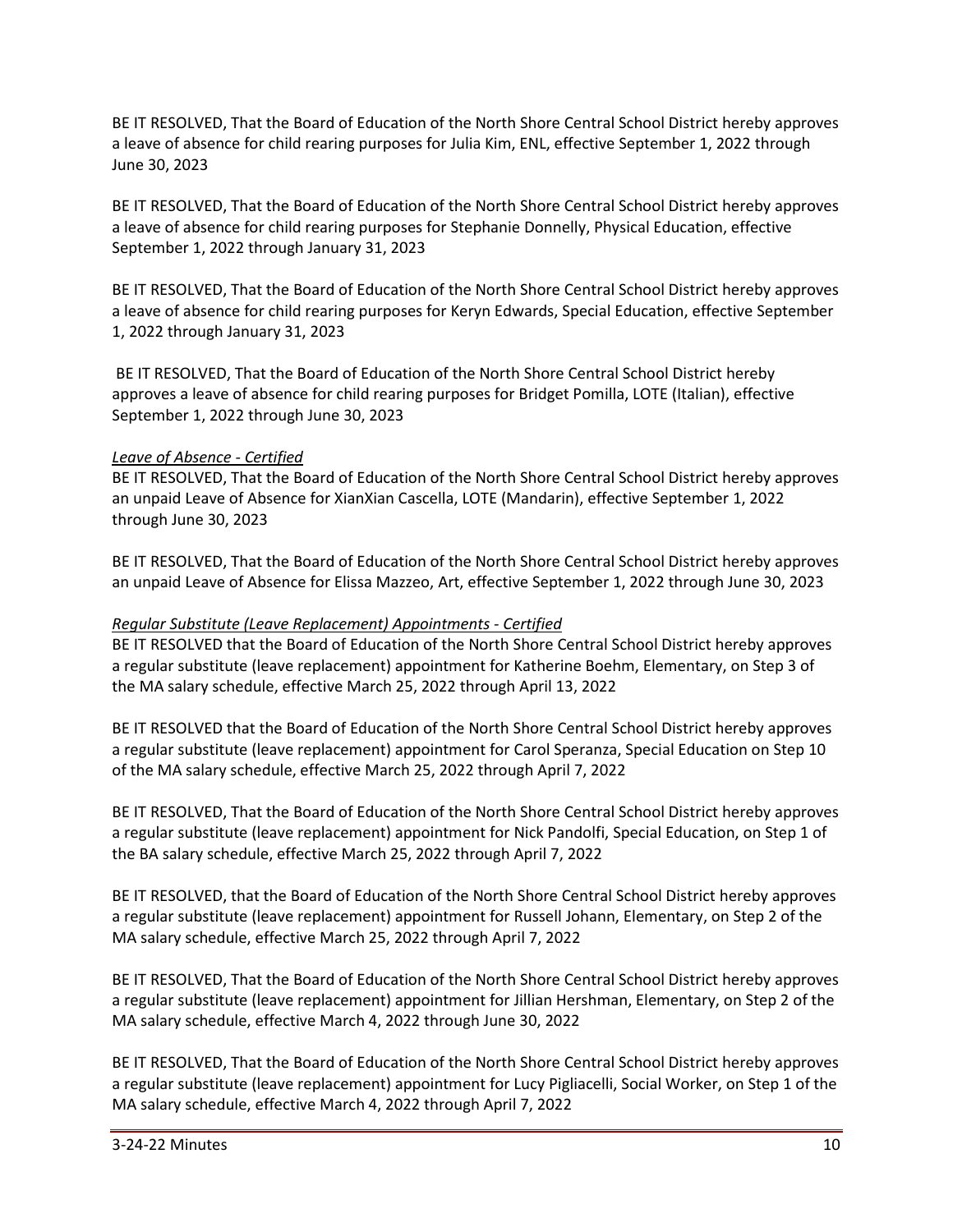BE IT RESOLVED, That the Board of Education of the North Shore Central School District hereby approves a leave of absence for child rearing purposes for Julia Kim, ENL, effective September 1, 2022 through June 30, 2023

BE IT RESOLVED, That the Board of Education of the North Shore Central School District hereby approves a leave of absence for child rearing purposes for Stephanie Donnelly, Physical Education, effective September 1, 2022 through January 31, 2023

BE IT RESOLVED, That the Board of Education of the North Shore Central School District hereby approves a leave of absence for child rearing purposes for Keryn Edwards, Special Education, effective September 1, 2022 through January 31, 2023

BE IT RESOLVED, That the Board of Education of the North Shore Central School District hereby approves a leave of absence for child rearing purposes for Bridget Pomilla, LOTE (Italian), effective September 1, 2022 through June 30, 2023

*Leave of Absence - Certified*

BE IT RESOLVED, That the Board of Education of the North Shore Central School District hereby approves an unpaid Leave of Absence for XianXian Cascella, LOTE (Mandarin), effective September 1, 2022 through June 30, 2023

BE IT RESOLVED, That the Board of Education of the North Shore Central School District hereby approves an unpaid Leave of Absence for Elissa Mazzeo, Art, effective September 1, 2022 through June 30, 2023

*Regular Substitute (Leave Replacement) Appointments - Certified*

BE IT RESOLVED that the Board of Education of the North Shore Central School District hereby approves a regular substitute (leave replacement) appointment for Katherine Boehm, Elementary, on Step 3 of the MA salary schedule, effective March 25, 2022 through April 13, 2022

BE IT RESOLVED that the Board of Education of the North Shore Central School District hereby approves a regular substitute (leave replacement) appointment for Carol Speranza, Special Education on Step 10 of the MA salary schedule, effective March 25, 2022 through April 7, 2022

BE IT RESOLVED, That the Board of Education of the North Shore Central School District hereby approves a regular substitute (leave replacement) appointment for Nick Pandolfi, Special Education, on Step 1 of the BA salary schedule, effective March 25, 2022 through April 7, 2022

BE IT RESOLVED, that the Board of Education of the North Shore Central School District hereby approves a regular substitute (leave replacement) appointment for Russell Johann, Elementary, on Step 2 of the MA salary schedule, effective March 25, 2022 through April 7, 2022

BE IT RESOLVED, That the Board of Education of the North Shore Central School District hereby approves a regular substitute (leave replacement) appointment for Jillian Hershman, Elementary, on Step 2 of the MA salary schedule, effective March 4, 2022 through June 30, 2022

BE IT RESOLVED, That the Board of Education of the North Shore Central School District hereby approves a regular substitute (leave replacement) appointment for Lucy Pigliacelli, Social Worker, on Step 1 of the MA salary schedule, effective March 4, 2022 through April 7, 2022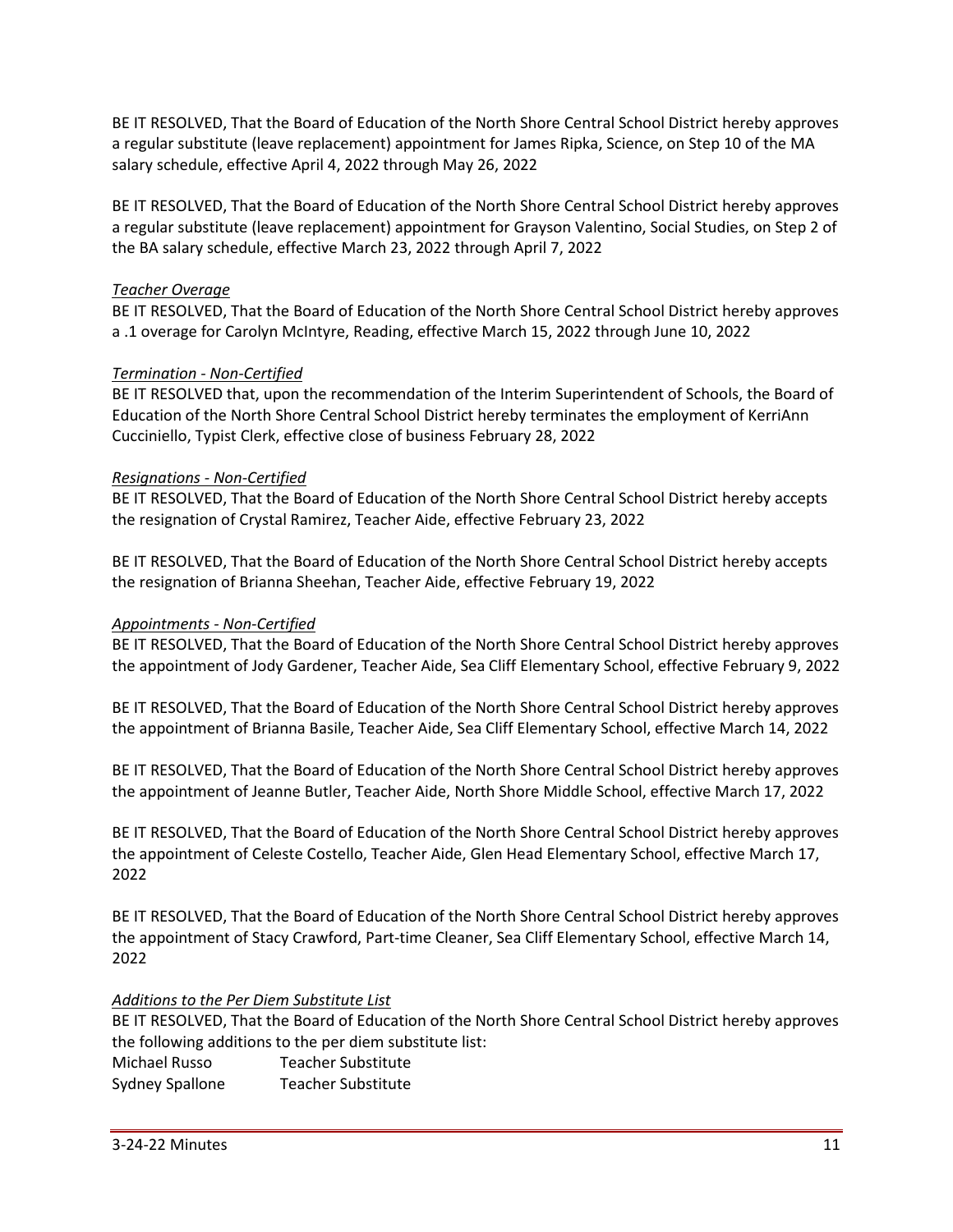BE IT RESOLVED, That the Board of Education of the North Shore Central School District hereby approves a regular substitute (leave replacement) appointment for James Ripka, Science, on Step 10 of the MA salary schedule, effective April 4, 2022 through May 26, 2022

BE IT RESOLVED, That the Board of Education of the North Shore Central School District hereby approves a regular substitute (leave replacement) appointment for Grayson Valentino, Social Studies, on Step 2 of the BA salary schedule, effective March 23, 2022 through April 7, 2022

*Teacher Overage*

BE IT RESOLVED, That the Board of Education of the North Shore Central School District hereby approves a .1 overage for Carolyn McIntyre, Reading, effective March 15, 2022 through June 10, 2022

*Termination - Non-Certified*

BE IT RESOLVED that, upon the recommendation of the Interim Superintendent of Schools, the Board of Education of the North Shore Central School District hereby terminates the employment of KerriAnn Cucciniello, Typist Clerk, effective close of business February 28, 2022

*Resignations - Non-Certified*

BE IT RESOLVED, That the Board of Education of the North Shore Central School District hereby accepts the resignation of Crystal Ramirez, Teacher Aide, effective February 23, 2022

BE IT RESOLVED, That the Board of Education of the North Shore Central School District hereby accepts the resignation of Brianna Sheehan, Teacher Aide, effective February 19, 2022

*Appointments - Non-Certified*

BE IT RESOLVED, That the Board of Education of the North Shore Central School District hereby approves the appointment of Jody Gardener, Teacher Aide, Sea Cliff Elementary School, effective February 9, 2022

BE IT RESOLVED, That the Board of Education of the North Shore Central School District hereby approves the appointment of Brianna Basile, Teacher Aide, Sea Cliff Elementary School, effective March 14, 2022

BE IT RESOLVED, That the Board of Education of the North Shore Central School District hereby approves the appointment of Jeanne Butler, Teacher Aide, North Shore Middle School, effective March 17, 2022

BE IT RESOLVED, That the Board of Education of the North Shore Central School District hereby approves the appointment of Celeste Costello, Teacher Aide, Glen Head Elementary School, effective March 17, 2022

BE IT RESOLVED, That the Board of Education of the North Shore Central School District hereby approves the appointment of Stacy Crawford, Part-time Cleaner, Sea Cliff Elementary School, effective March 14, 2022

*Additions to the Per Diem Substitute List*

BE IT RESOLVED, That the Board of Education of the North Shore Central School District hereby approves the following additions to the per diem substitute list:

| | |
|---|---|
| Michael Russo | Teacher Substitute |
| Sydney Spallone | Teacher Substitute |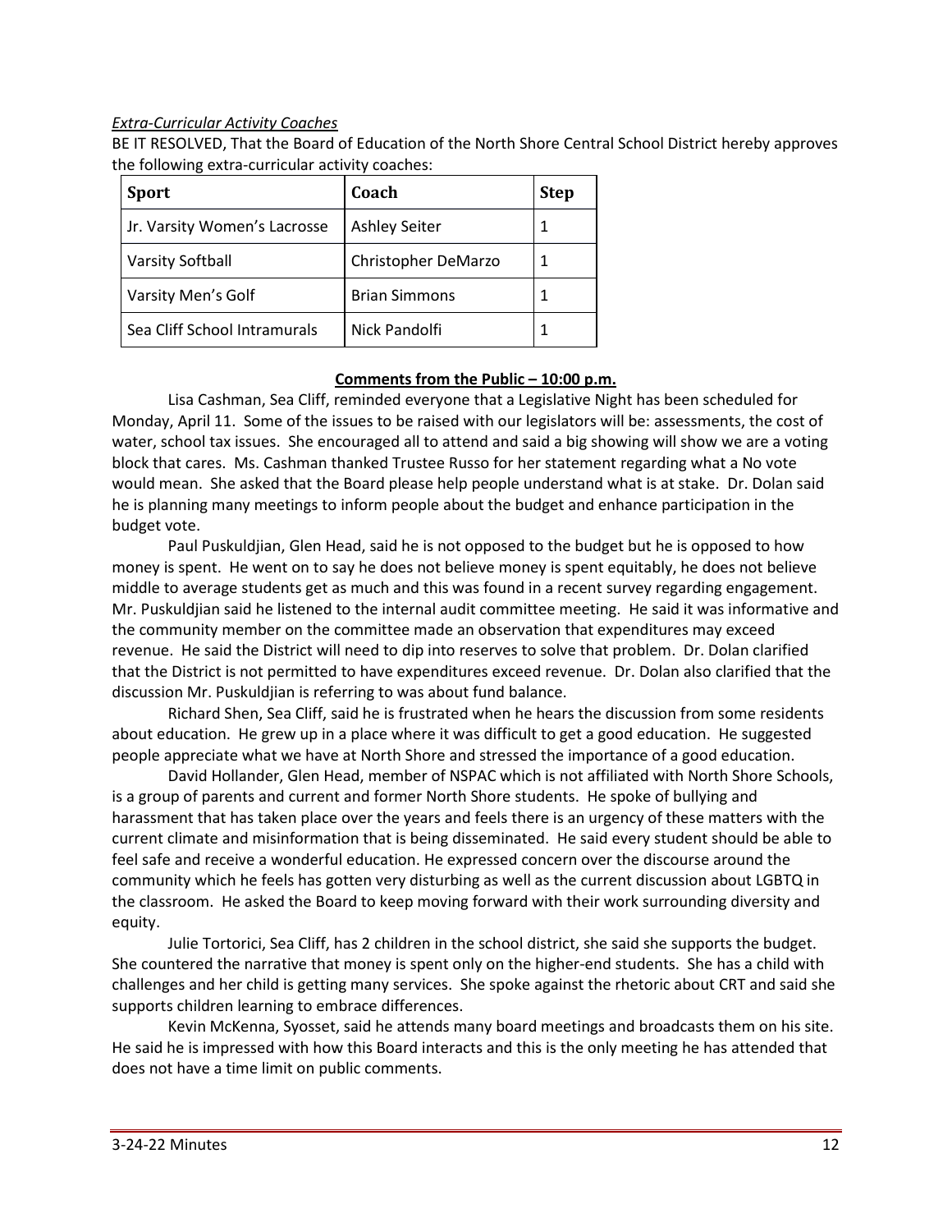*Extra-Curricular Activity Coaches*

BE IT RESOLVED, That the Board of Education of the North Shore Central School District hereby approves the following extra-curricular activity coaches:

| Sport | Coach | Step |
|---|---|---|
| Jr. Varsity Women's Lacrosse | Ashley Seiter | 1 |
| Varsity Softball | Christopher DeMarzo | 1 |
| Varsity Men's Golf | Brian Simmons | 1 |
| Sea Cliff School Intramurals | Nick Pandolfi | 1 |

**Comments from the Public – 10:00 p.m.**

Lisa Cashman, Sea Cliff, reminded everyone that a Legislative Night has been scheduled for Monday, April 11. Some of the issues to be raised with our legislators will be: assessments, the cost of water, school tax issues. She encouraged all to attend and said a big showing will show we are a voting block that cares. Ms. Cashman thanked Trustee Russo for her statement regarding what a No vote would mean. She asked that the Board please help people understand what is at stake. Dr. Dolan said he is planning many meetings to inform people about the budget and enhance participation in the budget vote.

Paul Puskuldjian, Glen Head, said he is not opposed to the budget but he is opposed to how money is spent. He went on to say he does not believe money is spent equitably, he does not believe middle to average students get as much and this was found in a recent survey regarding engagement. Mr. Puskuldjian said he listened to the internal audit committee meeting. He said it was informative and the community member on the committee made an observation that expenditures may exceed revenue. He said the District will need to dip into reserves to solve that problem. Dr. Dolan clarified that the District is not permitted to have expenditures exceed revenue. Dr. Dolan also clarified that the discussion Mr. Puskuldjian is referring to was about fund balance.

Richard Shen, Sea Cliff, said he is frustrated when he hears the discussion from some residents about education. He grew up in a place where it was difficult to get a good education. He suggested people appreciate what we have at North Shore and stressed the importance of a good education.

David Hollander, Glen Head, member of NSPAC which is not affiliated with North Shore Schools, is a group of parents and current and former North Shore students. He spoke of bullying and harassment that has taken place over the years and feels there is an urgency of these matters with the current climate and misinformation that is being disseminated. He said every student should be able to feel safe and receive a wonderful education. He expressed concern over the discourse around the community which he feels has gotten very disturbing as well as the current discussion about LGBTQ in the classroom. He asked the Board to keep moving forward with their work surrounding diversity and equity.

Julie Tortorici, Sea Cliff, has 2 children in the school district, she said she supports the budget. She countered the narrative that money is spent only on the higher-end students. She has a child with challenges and her child is getting many services. She spoke against the rhetoric about CRT and said she supports children learning to embrace differences.

Kevin McKenna, Syosset, said he attends many board meetings and broadcasts them on his site. He said he is impressed with how this Board interacts and this is the only meeting he has attended that does not have a time limit on public comments.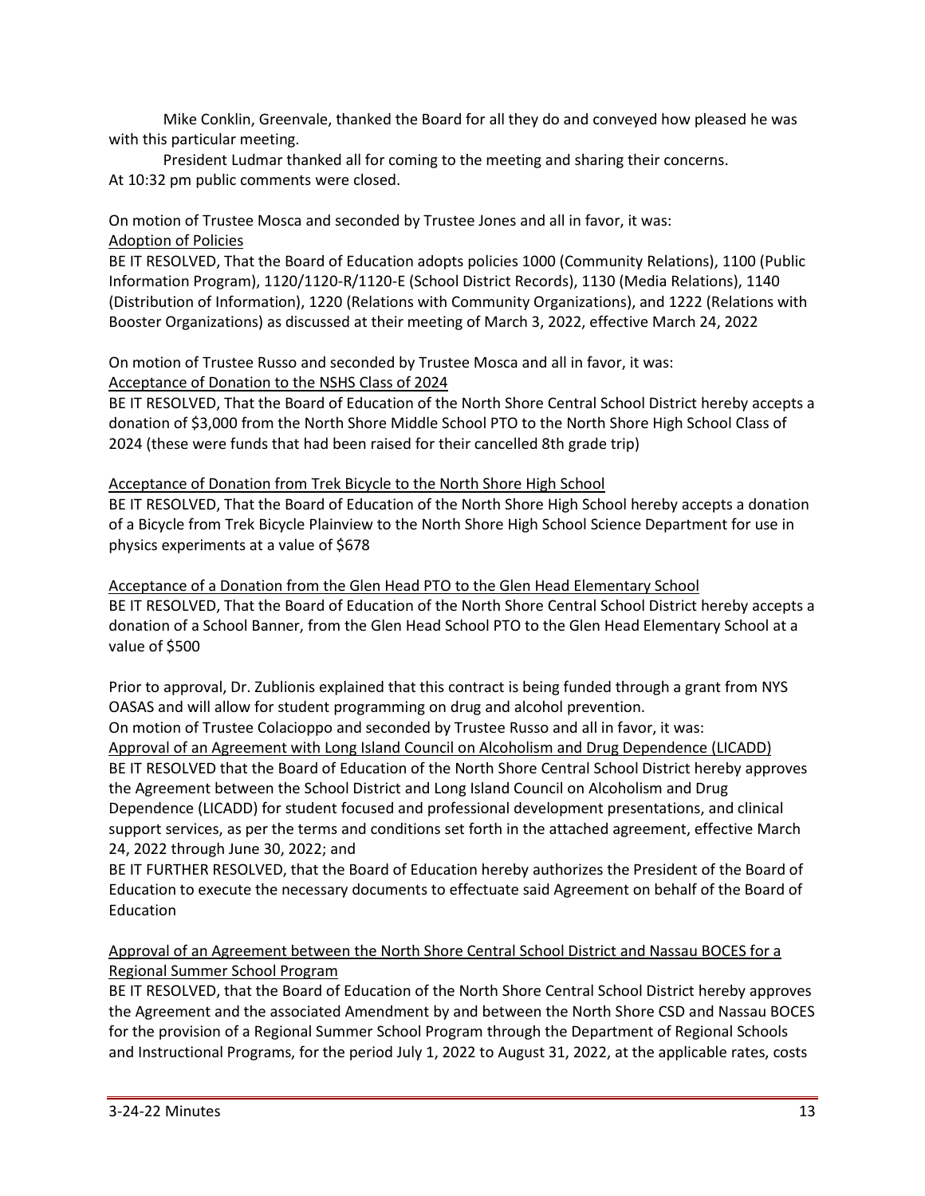Mike Conklin, Greenvale, thanked the Board for all they do and conveyed how pleased he was with this particular meeting.

President Ludmar thanked all for coming to the meeting and sharing their concerns.

At 10:32 pm public comments were closed.

On motion of Trustee Mosca and seconded by Trustee Jones and all in favor, it was:

<u>Adoption of Policies</u>

BE IT RESOLVED, That the Board of Education adopts policies 1000 (Community Relations), 1100 (Public Information Program), 1120/1120-R/1120-E (School District Records), 1130 (Media Relations), 1140 (Distribution of Information), 1220 (Relations with Community Organizations), and 1222 (Relations with Booster Organizations) as discussed at their meeting of March 3, 2022, effective March 24, 2022

On motion of Trustee Russo and seconded by Trustee Mosca and all in favor, it was:

<u>Acceptance of Donation to the NSHS Class of 2024</u>

BE IT RESOLVED, That the Board of Education of the North Shore Central School District hereby accepts a donation of $3,000 from the North Shore Middle School PTO to the North Shore High School Class of 2024 (these were funds that had been raised for their cancelled 8th grade trip)

<u>Acceptance of Donation from Trek Bicycle to the North Shore High School</u>

BE IT RESOLVED, That the Board of Education of the North Shore High School hereby accepts a donation of a Bicycle from Trek Bicycle Plainview to the North Shore High School Science Department for use in physics experiments at a value of $678

<u>Acceptance of a Donation from the Glen Head PTO to the Glen Head Elementary School</u>

BE IT RESOLVED, That the Board of Education of the North Shore Central School District hereby accepts a donation of a School Banner, from the Glen Head School PTO to the Glen Head Elementary School at a value of $500

Prior to approval, Dr. Zublionis explained that this contract is being funded through a grant from NYS OASAS and will allow for student programming on drug and alcohol prevention.

On motion of Trustee Colacioppo and seconded by Trustee Russo and all in favor, it was:

<u>Approval of an Agreement with Long Island Council on Alcoholism and Drug Dependence (LICADD)</u>

BE IT RESOLVED that the Board of Education of the North Shore Central School District hereby approves the Agreement between the School District and Long Island Council on Alcoholism and Drug Dependence (LICADD) for student focused and professional development presentations, and clinical support services, as per the terms and conditions set forth in the attached agreement, effective March 24, 2022 through June 30, 2022; and

BE IT FURTHER RESOLVED, that the Board of Education hereby authorizes the President of the Board of Education to execute the necessary documents to effectuate said Agreement on behalf of the Board of Education

<u>Approval of an Agreement between the North Shore Central School District and Nassau BOCES for a Regional Summer School Program</u>

BE IT RESOLVED, that the Board of Education of the North Shore Central School District hereby approves the Agreement and the associated Amendment by and between the North Shore CSD and Nassau BOCES for the provision of a Regional Summer School Program through the Department of Regional Schools and Instructional Programs, for the period July 1, 2022 to August 31, 2022, at the applicable rates, costs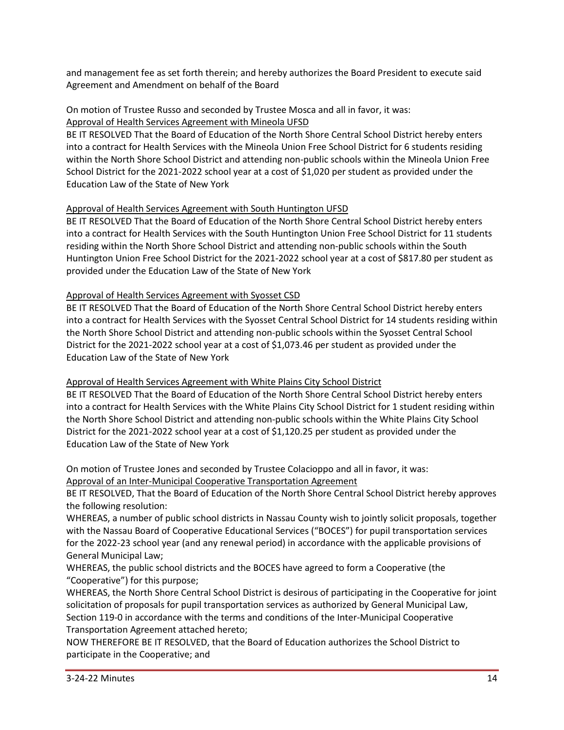and management fee as set forth therein; and hereby authorizes the Board President to execute said Agreement and Amendment on behalf of the Board

On motion of Trustee Russo and seconded by Trustee Mosca and all in favor, it was:
<u>Approval of Health Services Agreement with Mineola UFSD</u>
BE IT RESOLVED That the Board of Education of the North Shore Central School District hereby enters into a contract for Health Services with the Mineola Union Free School District for 6 students residing within the North Shore School District and attending non-public schools within the Mineola Union Free School District for the 2021-2022 school year at a cost of $1,020 per student as provided under the Education Law of the State of New York

<u>Approval of Health Services Agreement with South Huntington UFSD</u>
BE IT RESOLVED That the Board of Education of the North Shore Central School District hereby enters into a contract for Health Services with the South Huntington Union Free School District for 11 students residing within the North Shore School District and attending non-public schools within the South Huntington Union Free School District for the 2021-2022 school year at a cost of $817.80 per student as provided under the Education Law of the State of New York

<u>Approval of Health Services Agreement with Syosset CSD</u>
BE IT RESOLVED That the Board of Education of the North Shore Central School District hereby enters into a contract for Health Services with the Syosset Central School District for 14 students residing within the North Shore School District and attending non-public schools within the Syosset Central School District for the 2021-2022 school year at a cost of $1,073.46 per student as provided under the Education Law of the State of New York

<u>Approval of Health Services Agreement with White Plains City School District</u>
BE IT RESOLVED That the Board of Education of the North Shore Central School District hereby enters into a contract for Health Services with the White Plains City School District for 1 student residing within the North Shore School District and attending non-public schools within the White Plains City School District for the 2021-2022 school year at a cost of $1,120.25 per student as provided under the Education Law of the State of New York

On motion of Trustee Jones and seconded by Trustee Colacioppo and all in favor, it was:
<u>Approval of an Inter-Municipal Cooperative Transportation Agreement</u>
BE IT RESOLVED, That the Board of Education of the North Shore Central School District hereby approves the following resolution:
WHEREAS, a number of public school districts in Nassau County wish to jointly solicit proposals, together with the Nassau Board of Cooperative Educational Services ("BOCES") for pupil transportation services for the 2022-23 school year (and any renewal period) in accordance with the applicable provisions of General Municipal Law;
WHEREAS, the public school districts and the BOCES have agreed to form a Cooperative (the "Cooperative") for this purpose;
WHEREAS, the North Shore Central School District is desirous of participating in the Cooperative for joint solicitation of proposals for pupil transportation services as authorized by General Municipal Law, Section 119-0 in accordance with the terms and conditions of the Inter-Municipal Cooperative Transportation Agreement attached hereto;
NOW THEREFORE BE IT RESOLVED, that the Board of Education authorizes the School District to participate in the Cooperative; and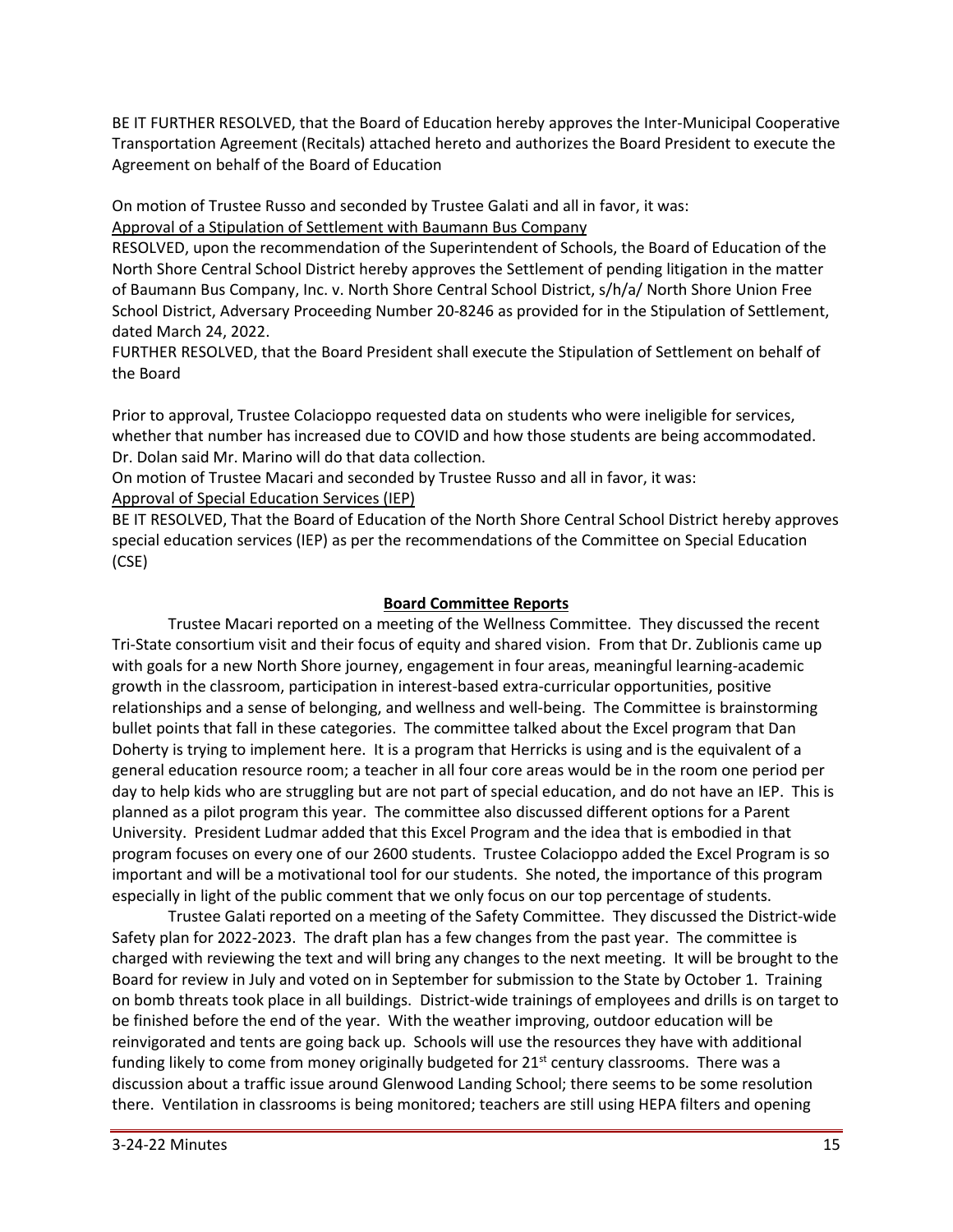BE IT FURTHER RESOLVED, that the Board of Education hereby approves the Inter-Municipal Cooperative Transportation Agreement (Recitals) attached hereto and authorizes the Board President to execute the Agreement on behalf of the Board of Education

On motion of Trustee Russo and seconded by Trustee Galati and all in favor, it was:
Approval of a Stipulation of Settlement with Baumann Bus Company
RESOLVED, upon the recommendation of the Superintendent of Schools, the Board of Education of the North Shore Central School District hereby approves the Settlement of pending litigation in the matter of Baumann Bus Company, Inc. v. North Shore Central School District, s/h/a/ North Shore Union Free School District, Adversary Proceeding Number 20-8246 as provided for in the Stipulation of Settlement, dated March 24, 2022.
FURTHER RESOLVED, that the Board President shall execute the Stipulation of Settlement on behalf of the Board

Prior to approval, Trustee Colacioppo requested data on students who were ineligible for services, whether that number has increased due to COVID and how those students are being accommodated. Dr. Dolan said Mr. Marino will do that data collection.
On motion of Trustee Macari and seconded by Trustee Russo and all in favor, it was:
Approval of Special Education Services (IEP)
BE IT RESOLVED, That the Board of Education of the North Shore Central School District hereby approves special education services (IEP) as per the recommendations of the Committee on Special Education (CSE)

**Board Committee Reports**

Trustee Macari reported on a meeting of the Wellness Committee. They discussed the recent Tri-State consortium visit and their focus of equity and shared vision. From that Dr. Zublionis came up with goals for a new North Shore journey, engagement in four areas, meaningful learning-academic growth in the classroom, participation in interest-based extra-curricular opportunities, positive relationships and a sense of belonging, and wellness and well-being. The Committee is brainstorming bullet points that fall in these categories. The committee talked about the Excel program that Dan Doherty is trying to implement here. It is a program that Herricks is using and is the equivalent of a general education resource room; a teacher in all four core areas would be in the room one period per day to help kids who are struggling but are not part of special education, and do not have an IEP. This is planned as a pilot program this year. The committee also discussed different options for a Parent University. President Ludmar added that this Excel Program and the idea that is embodied in that program focuses on every one of our 2600 students. Trustee Colacioppo added the Excel Program is so important and will be a motivational tool for our students. She noted, the importance of this program especially in light of the public comment that we only focus on our top percentage of students.

Trustee Galati reported on a meeting of the Safety Committee. They discussed the District-wide Safety plan for 2022-2023. The draft plan has a few changes from the past year. The committee is charged with reviewing the text and will bring any changes to the next meeting. It will be brought to the Board for review in July and voted on in September for submission to the State by October 1. Training on bomb threats took place in all buildings. District-wide trainings of employees and drills is on target to be finished before the end of the year. With the weather improving, outdoor education will be reinvigorated and tents are going back up. Schools will use the resources they have with additional funding likely to come from money originally budgeted for 21st century classrooms. There was a discussion about a traffic issue around Glenwood Landing School; there seems to be some resolution there. Ventilation in classrooms is being monitored; teachers are still using HEPA filters and opening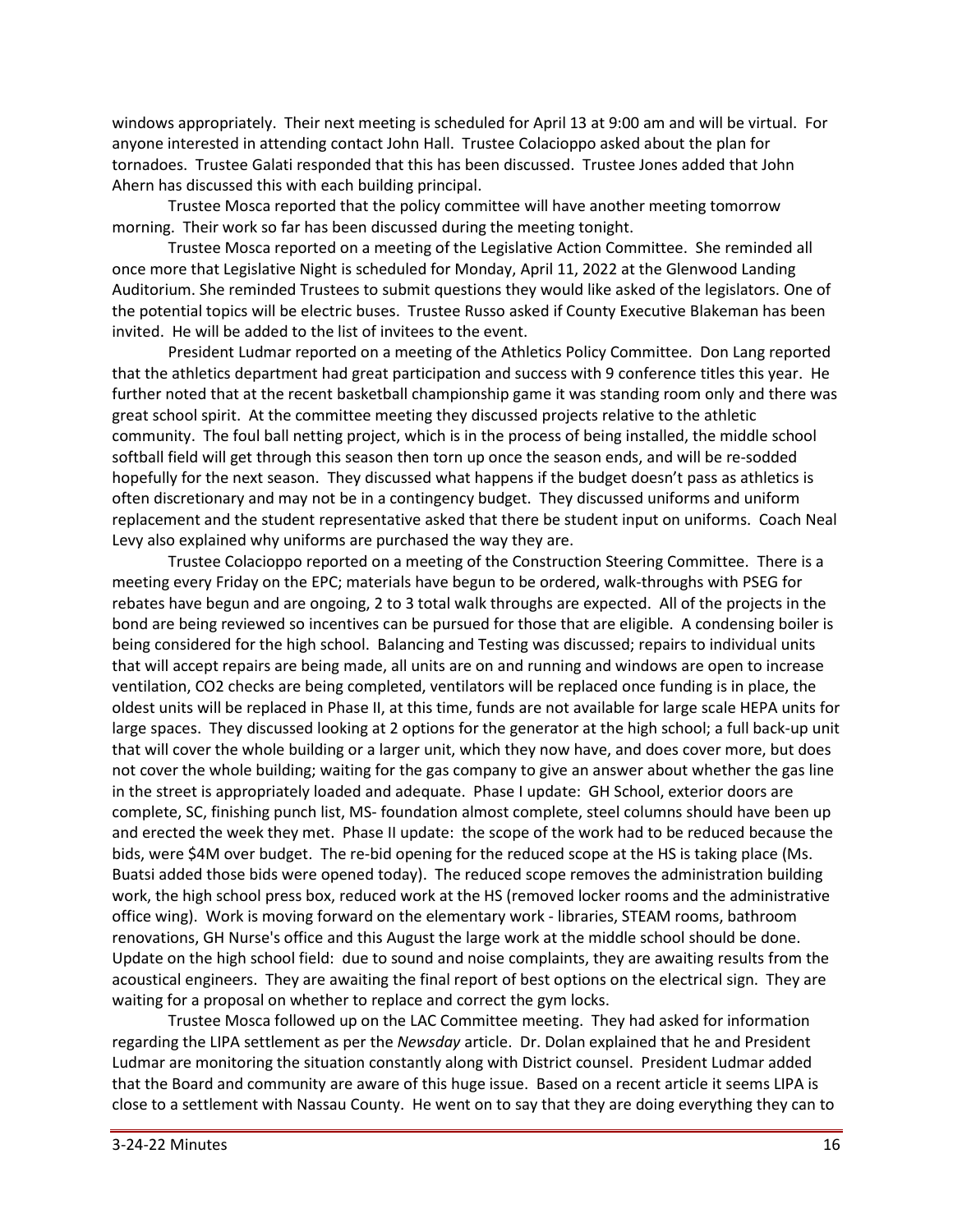windows appropriately. Their next meeting is scheduled for April 13 at 9:00 am and will be virtual. For anyone interested in attending contact John Hall. Trustee Colacioppo asked about the plan for tornadoes. Trustee Galati responded that this has been discussed. Trustee Jones added that John Ahern has discussed this with each building principal.

Trustee Mosca reported that the policy committee will have another meeting tomorrow morning. Their work so far has been discussed during the meeting tonight.

Trustee Mosca reported on a meeting of the Legislative Action Committee. She reminded all once more that Legislative Night is scheduled for Monday, April 11, 2022 at the Glenwood Landing Auditorium. She reminded Trustees to submit questions they would like asked of the legislators. One of the potential topics will be electric buses. Trustee Russo asked if County Executive Blakeman has been invited. He will be added to the list of invitees to the event.

President Ludmar reported on a meeting of the Athletics Policy Committee. Don Lang reported that the athletics department had great participation and success with 9 conference titles this year. He further noted that at the recent basketball championship game it was standing room only and there was great school spirit. At the committee meeting they discussed projects relative to the athletic community. The foul ball netting project, which is in the process of being installed, the middle school softball field will get through this season then torn up once the season ends, and will be re-sodded hopefully for the next season. They discussed what happens if the budget doesn't pass as athletics is often discretionary and may not be in a contingency budget. They discussed uniforms and uniform replacement and the student representative asked that there be student input on uniforms. Coach Neal Levy also explained why uniforms are purchased the way they are.

Trustee Colacioppo reported on a meeting of the Construction Steering Committee. There is a meeting every Friday on the EPC; materials have begun to be ordered, walk-throughs with PSEG for rebates have begun and are ongoing, 2 to 3 total walk throughs are expected. All of the projects in the bond are being reviewed so incentives can be pursued for those that are eligible. A condensing boiler is being considered for the high school. Balancing and Testing was discussed; repairs to individual units that will accept repairs are being made, all units are on and running and windows are open to increase ventilation, CO2 checks are being completed, ventilators will be replaced once funding is in place, the oldest units will be replaced in Phase II, at this time, funds are not available for large scale HEPA units for large spaces. They discussed looking at 2 options for the generator at the high school; a full back-up unit that will cover the whole building or a larger unit, which they now have, and does cover more, but does not cover the whole building; waiting for the gas company to give an answer about whether the gas line in the street is appropriately loaded and adequate. Phase I update: GH School, exterior doors are complete, SC, finishing punch list, MS- foundation almost complete, steel columns should have been up and erected the week they met. Phase II update: the scope of the work had to be reduced because the bids, were $4M over budget. The re-bid opening for the reduced scope at the HS is taking place (Ms. Buatsi added those bids were opened today). The reduced scope removes the administration building work, the high school press box, reduced work at the HS (removed locker rooms and the administrative office wing). Work is moving forward on the elementary work - libraries, STEAM rooms, bathroom renovations, GH Nurse's office and this August the large work at the middle school should be done. Update on the high school field: due to sound and noise complaints, they are awaiting results from the acoustical engineers. They are awaiting the final report of best options on the electrical sign. They are waiting for a proposal on whether to replace and correct the gym locks.

Trustee Mosca followed up on the LAC Committee meeting. They had asked for information regarding the LIPA settlement as per the *Newsday* article. Dr. Dolan explained that he and President Ludmar are monitoring the situation constantly along with District counsel. President Ludmar added that the Board and community are aware of this huge issue. Based on a recent article it seems LIPA is close to a settlement with Nassau County. He went on to say that they are doing everything they can to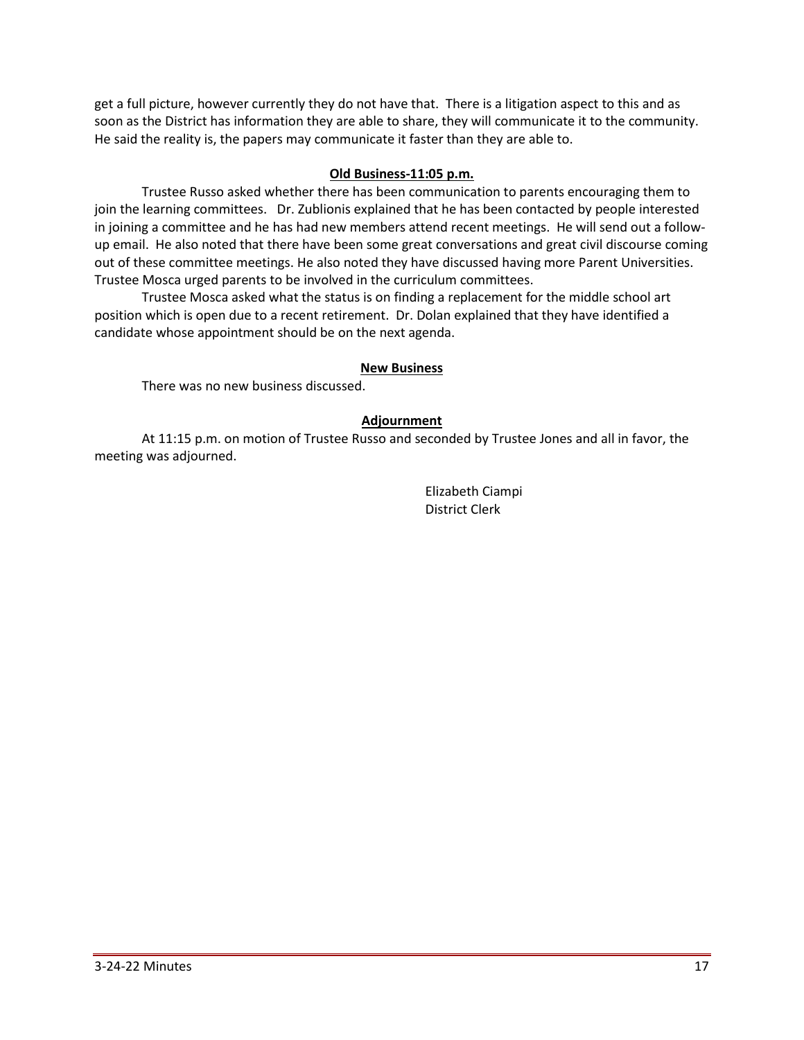get a full picture, however currently they do not have that. There is a litigation aspect to this and as soon as the District has information they are able to share, they will communicate it to the community. He said the reality is, the papers may communicate it faster than they are able to.

### Old Business-11:05 p.m.

Trustee Russo asked whether there has been communication to parents encouraging them to join the learning committees. Dr. Zublionis explained that he has been contacted by people interested in joining a committee and he has had new members attend recent meetings. He will send out a follow-up email. He also noted that there have been some great conversations and great civil discourse coming out of these committee meetings. He also noted they have discussed having more Parent Universities. Trustee Mosca urged parents to be involved in the curriculum committees.

Trustee Mosca asked what the status is on finding a replacement for the middle school art position which is open due to a recent retirement. Dr. Dolan explained that they have identified a candidate whose appointment should be on the next agenda.

### New Business

There was no new business discussed.

### Adjournment

At 11:15 p.m. on motion of Trustee Russo and seconded by Trustee Jones and all in favor, the meeting was adjourned.

Elizabeth Ciampi
District Clerk